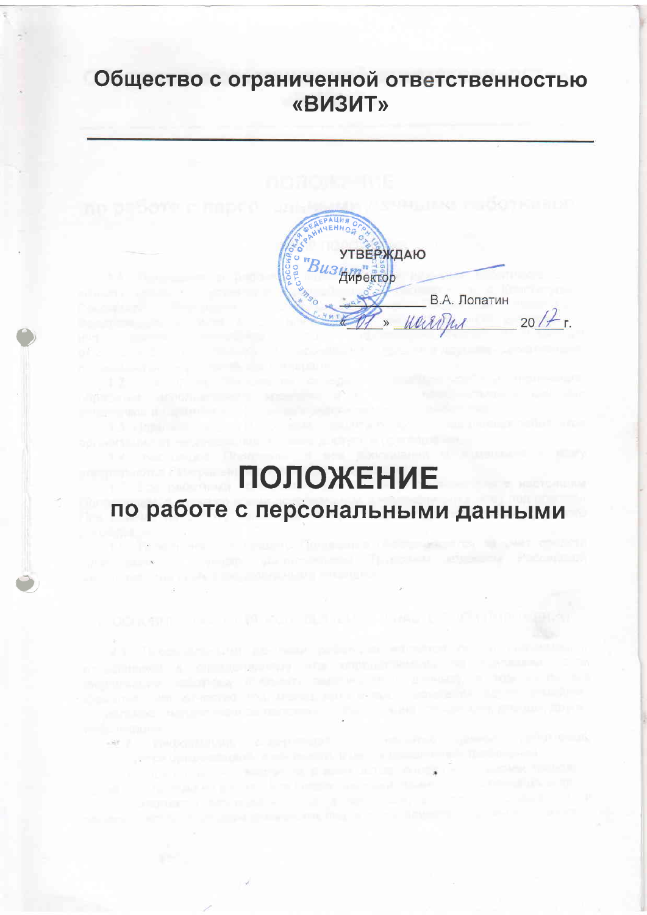# Общество с ограниченной ответственностью «ВИЗИТ»

УТВЕРЖДАЮ
Директор
_____________ В.А. Лопатин
«_01_» _ноября_ 20_17_ г.

# ПОЛОЖЕНИЕ

## по работе с персональными данными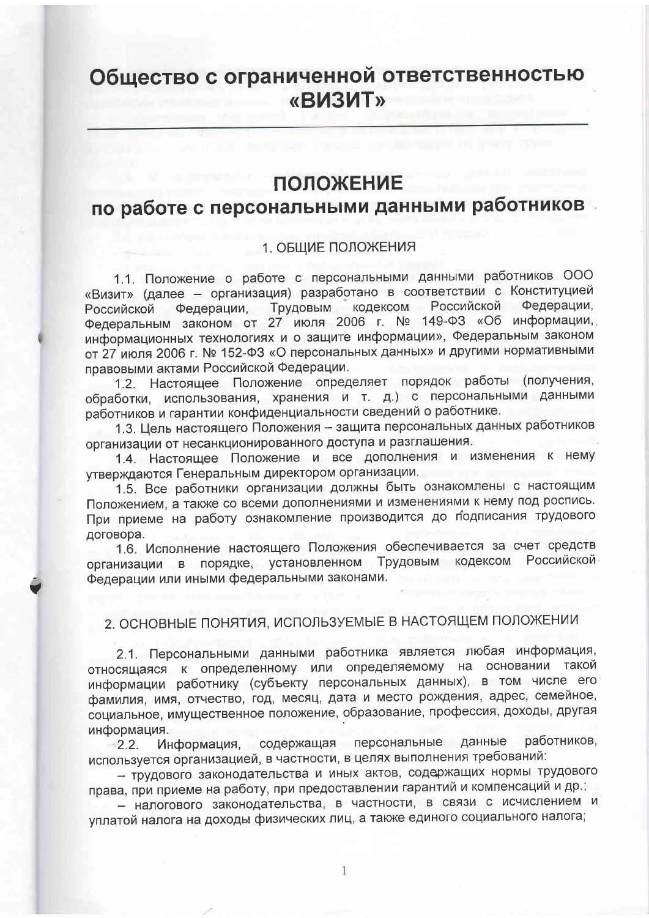# Общество с ограниченной ответственностью «ВИЗИТ»

---

## ПОЛОЖЕНИЕ
## по работе с персональными данными работников

### 1. ОБЩИЕ ПОЛОЖЕНИЯ

1.1. Положение о работе с персональными данными работников ООО «Визит» (далее – организация) разработано в соответствии с Конституцией Российской Федерации, Трудовым кодексом Российской Федерации, Федеральным законом от 27 июля 2006 г. № 149-ФЗ «Об информации, информационных технологиях и о защите информации», Федеральным законом от 27 июля 2006 г. № 152-ФЗ «О персональных данных» и другими нормативными правовыми актами Российской Федерации.

1.2. Настоящее Положение определяет порядок работы (получения, обработки, использования, хранения и т. д.) с персональными данными работников и гарантии конфиденциальности сведений о работнике.

1.3. Цель настоящего Положения – защита персональных данных работников организации от несанкционированного доступа и разглашения.

1.4. Настоящее Положение и все дополнения и изменения к нему утверждаются Генеральным директором организации.

1.5. Все работники организации должны быть ознакомлены с настоящим Положением, а также со всеми дополнениями и изменениями к нему под роспись. При приеме на работу ознакомление производится до подписания трудового договора.

1.6. Исполнение настоящего Положения обеспечивается за счет средств организации в порядке, установленном Трудовым кодексом Российской Федерации или иными федеральными законами.

### 2. ОСНОВНЫЕ ПОНЯТИЯ, ИСПОЛЬЗУЕМЫЕ В НАСТОЯЩЕМ ПОЛОЖЕНИИ

2.1. Персональными данными работника является любая информация, относящаяся к определенному или определяемому на основании такой информации работнику (субъекту персональных данных), в том числе его фамилия, имя, отчество, год, месяц, дата и место рождения, адрес, семейное, социальное, имущественное положение, образование, профессия, доходы, другая информация.

2.2. Информация, содержащая персональные данные работников, используется организацией, в частности, в целях выполнения требований:

– трудового законодательства и иных актов, содержащих нормы трудового права, при приеме на работу, при предоставлении гарантий и компенсаций и др.;

– налогового законодательства, в частности, в связи с исчислением и уплатой налога на доходы физических лиц, а также единого социального налога;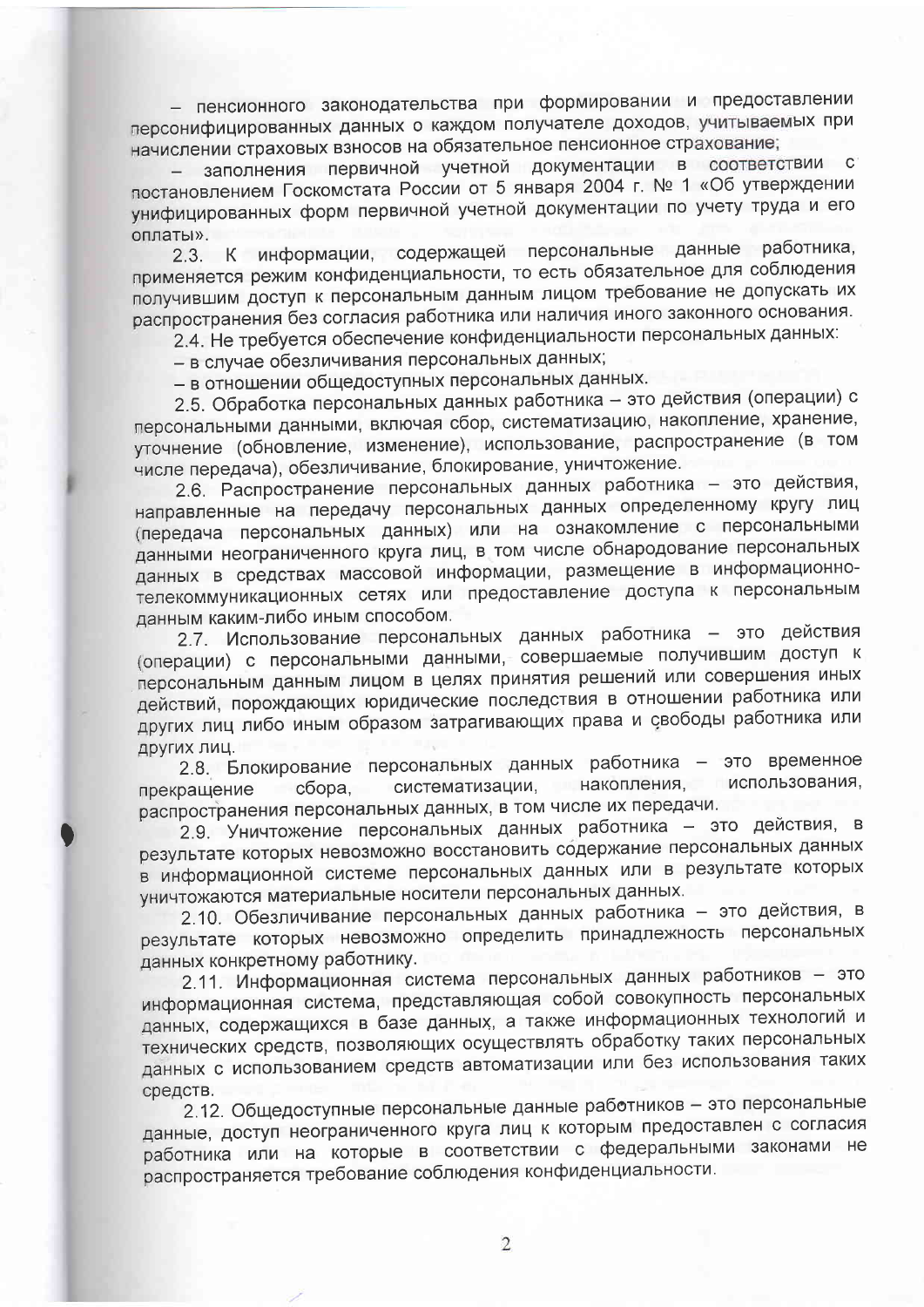– пенсионного законодательства при формировании и предоставлении персонифицированных данных о каждом получателе доходов, учитываемых при начислении страховых взносов на обязательное пенсионное страхование;

– заполнения первичной учетной документации в соответствии с постановлением Госкомстата России от 5 января 2004 г. № 1 «Об утверждении унифицированных форм первичной учетной документации по учету труда и его оплаты».

2.3. К информации, содержащей персональные данные работника, применяется режим конфиденциальности, то есть обязательное для соблюдения получившим доступ к персональным данным лицом требование не допускать их распространения без согласия работника или наличия иного законного основания.

2.4. Не требуется обеспечение конфиденциальности персональных данных:

– в случае обезличивания персональных данных;

– в отношении общедоступных персональных данных.

2.5. Обработка персональных данных работника – это действия (операции) с персональными данными, включая сбор, систематизацию, накопление, хранение, уточнение (обновление, изменение), использование, распространение (в том числе передача), обезличивание, блокирование, уничтожение.

2.6. Распространение персональных данных работника – это действия, направленные на передачу персональных данных определенному кругу лиц (передача персональных данных) или на ознакомление с персональными данными неограниченного круга лиц, в том числе обнародование персональных данных в средствах массовой информации, размещение в информационно-телекоммуникационных сетях или предоставление доступа к персональным данным каким-либо иным способом.

2.7. Использование персональных данных работника – это действия (операции) с персональными данными, совершаемые получившим доступ к персональным данным лицом в целях принятия решений или совершения иных действий, порождающих юридические последствия в отношении работника или других лиц либо иным образом затрагивающих права и свободы работника или других лиц.

2.8. Блокирование персональных данных работника – это временное прекращение сбора, систематизации, накопления, использования, распространения персональных данных, в том числе их передачи.

2.9. Уничтожение персональных данных работника – это действия, в результате которых невозможно восстановить содержание персональных данных в информационной системе персональных данных или в результате которых уничтожаются материальные носители персональных данных.

2.10. Обезличивание персональных данных работника – это действия, в результате которых невозможно определить принадлежность персональных данных конкретному работнику.

2.11. Информационная система персональных данных работников – это информационная система, представляющая собой совокупность персональных данных, содержащихся в базе данных, а также информационных технологий и технических средств, позволяющих осуществлять обработку таких персональных данных с использованием средств автоматизации или без использования таких средств.

2.12. Общедоступные персональные данные работников – это персональные данные, доступ неограниченного круга лиц к которым предоставлен с согласия работника или на которые в соответствии с федеральными законами не распространяется требование соблюдения конфиденциальности.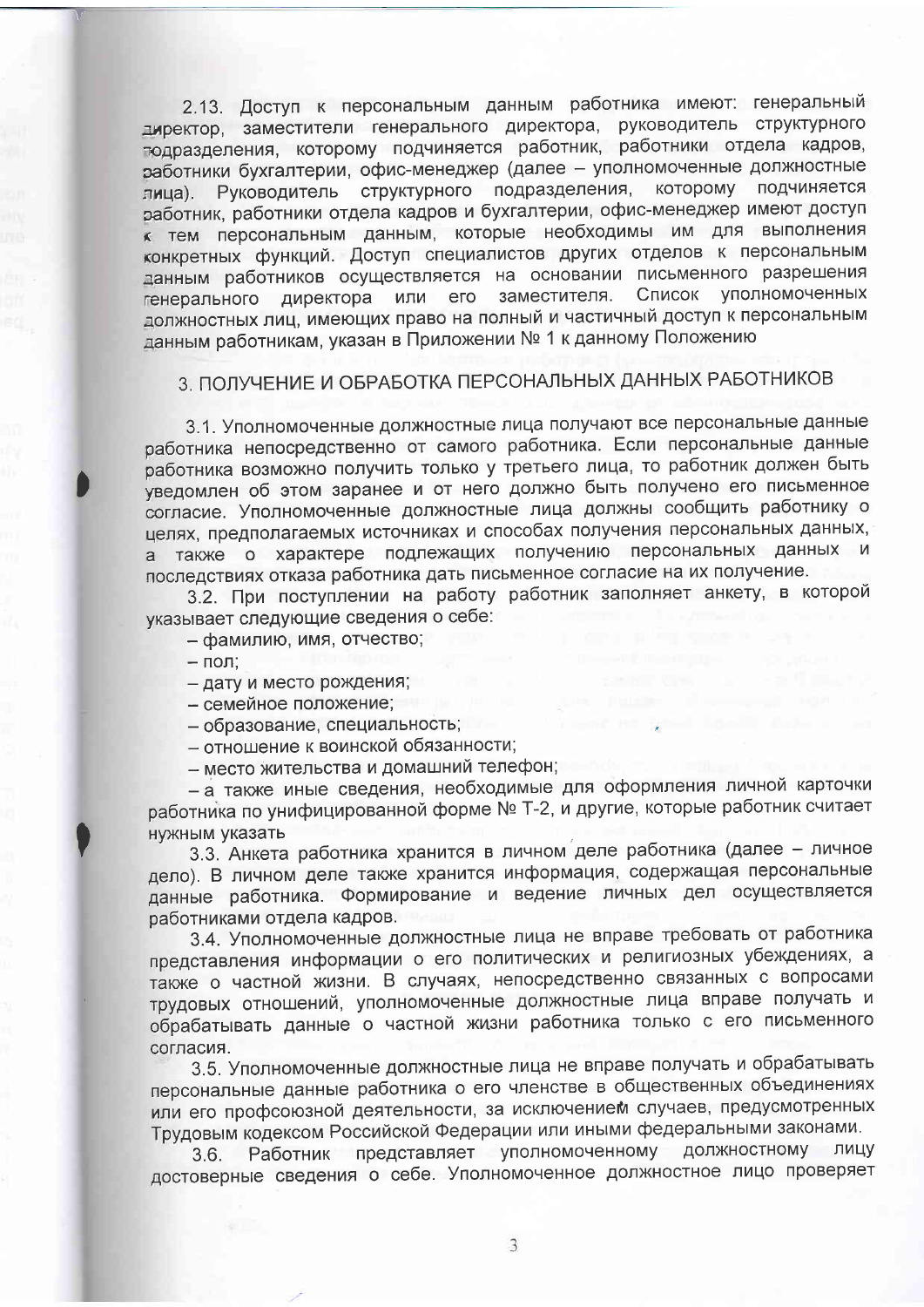2.13. Доступ к персональным данным работника имеют: генеральный директор, заместители генерального директора, руководитель структурного подразделения, которому подчиняется работник, работники отдела кадров, работники бухгалтерии, офис-менеджер (далее – уполномоченные должностные лица). Руководитель структурного подразделения, которому подчиняется работник, работники отдела кадров и бухгалтерии, офис-менеджер имеют доступ к тем персональным данным, которые необходимы им для выполнения конкретных функций. Доступ специалистов других отделов к персональным данным работников осуществляется на основании письменного разрешения генерального директора или его заместителя. Список уполномоченных должностных лиц, имеющих право на полный и частичный доступ к персональным данным работникам, указан в Приложении № 1 к данному Положению

## 3. ПОЛУЧЕНИЕ И ОБРАБОТКА ПЕРСОНАЛЬНЫХ ДАННЫХ РАБОТНИКОВ

3.1. Уполномоченные должностные лица получают все персональные данные работника непосредственно от самого работника. Если персональные данные работника возможно получить только у третьего лица, то работник должен быть уведомлен об этом заранее и от него должно быть получено его письменное согласие. Уполномоченные должностные лица должны сообщить работнику о целях, предполагаемых источниках и способах получения персональных данных, а также о характере подлежащих получению персональных данных и последствиях отказа работника дать письменное согласие на их получение.

3.2. При поступлении на работу работник заполняет анкету, в которой указывает следующие сведения о себе:

– фамилию, имя, отчество;

– пол;

– дату и место рождения;

– семейное положение;

– образование, специальность;

– отношение к воинской обязанности;

– место жительства и домашний телефон;

– а также иные сведения, необходимые для оформления личной карточки работника по унифицированной форме № Т-2, и другие, которые работник считает нужным указать

3.3. Анкета работника хранится в личном деле работника (далее – личное дело). В личном деле также хранится информация, содержащая персональные данные работника. Формирование и ведение личных дел осуществляется работниками отдела кадров.

3.4. Уполномоченные должностные лица не вправе требовать от работника представления информации о его политических и религиозных убеждениях, а также о частной жизни. В случаях, непосредственно связанных с вопросами трудовых отношений, уполномоченные должностные лица вправе получать и обрабатывать данные о частной жизни работника только с его письменного согласия.

3.5. Уполномоченные должностные лица не вправе получать и обрабатывать персональные данные работника о его членстве в общественных объединениях или его профсоюзной деятельности, за исключением случаев, предусмотренных Трудовым кодексом Российской Федерации или иными федеральными законами.

3.6. Работник представляет уполномоченному должностному лицу достоверные сведения о себе. Уполномоченное должностное лицо проверяет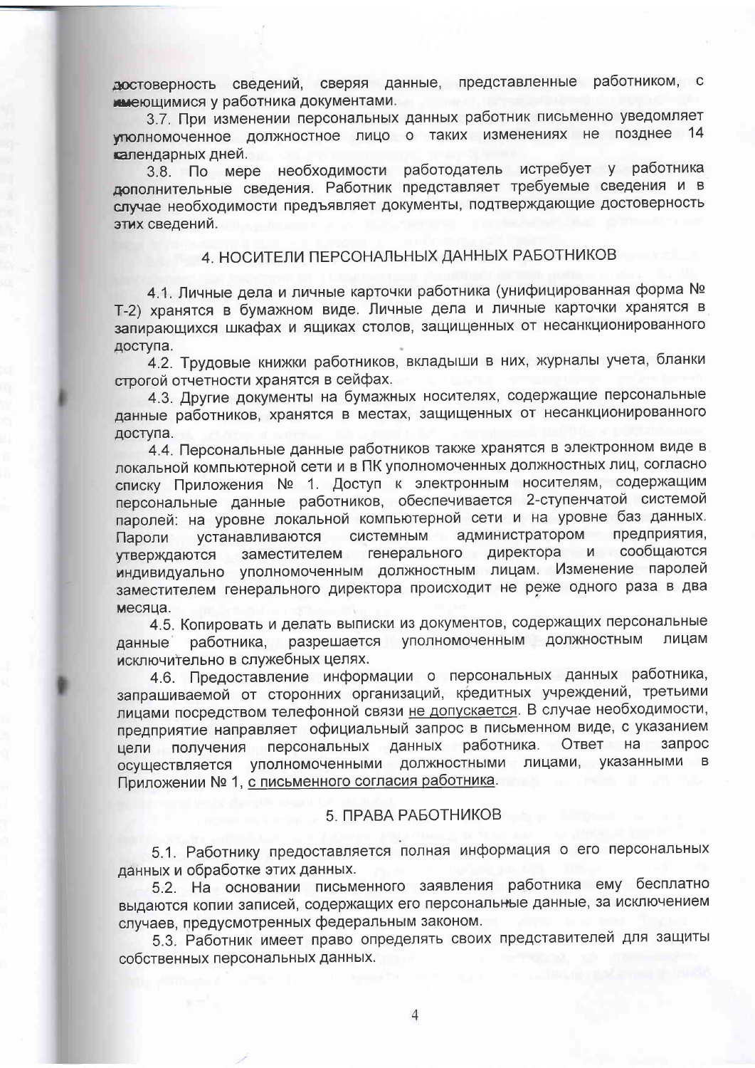достоверность сведений, сверяя данные, представленные работником, с имеющимися у работника документами.

3.7. При изменении персональных данных работник письменно уведомляет уполномоченное должностное лицо о таких изменениях не позднее 14 календарных дней.

3.8. По мере необходимости работодатель истребует у работника дополнительные сведения. Работник представляет требуемые сведения и в случае необходимости предъявляет документы, подтверждающие достоверность этих сведений.

## 4. НОСИТЕЛИ ПЕРСОНАЛЬНЫХ ДАННЫХ РАБОТНИКОВ

4.1. Личные дела и личные карточки работника (унифицированная форма № Т-2) хранятся в бумажном виде. Личные дела и личные карточки хранятся в запирающихся шкафах и ящиках столов, защищенных от несанкционированного доступа.

4.2. Трудовые книжки работников, вкладыши в них, журналы учета, бланки строгой отчетности хранятся в сейфах.

4.3. Другие документы на бумажных носителях, содержащие персональные данные работников, хранятся в местах, защищенных от несанкционированного доступа.

4.4. Персональные данные работников также хранятся в электронном виде в локальной компьютерной сети и в ПК уполномоченных должностных лиц, согласно списку Приложения № 1. Доступ к электронным носителям, содержащим персональные данные работников, обеспечивается 2-ступенчатой системой паролей: на уровне локальной компьютерной сети и на уровне баз данных. Пароли устанавливаются системным администратором предприятия, утверждаются заместителем генерального директора и сообщаются индивидуально уполномоченным должностным лицам. Изменение паролей заместителем генерального директора происходит не реже одного раза в два месяца.

4.5. Копировать и делать выписки из документов, содержащих персональные данные работника, разрешается уполномоченным должностным лицам исключительно в служебных целях.

4.6. Предоставление информации о персональных данных работника, запрашиваемой от сторонних организаций, кредитных учреждений, третьими лицами посредством телефонной связи не допускается. В случае необходимости, предприятие направляет официальный запрос в письменном виде, с указанием цели получения персональных данных работника. Ответ на запрос осуществляется уполномоченными должностными лицами, указанными в Приложении № 1, с письменного согласия работника.

## 5. ПРАВА РАБОТНИКОВ

5.1. Работнику предоставляется полная информация о его персональных данных и обработке этих данных.

5.2. На основании письменного заявления работника ему бесплатно выдаются копии записей, содержащих его персональные данные, за исключением случаев, предусмотренных федеральным законом.

5.3. Работник имеет право определять своих представителей для защиты собственных персональных данных.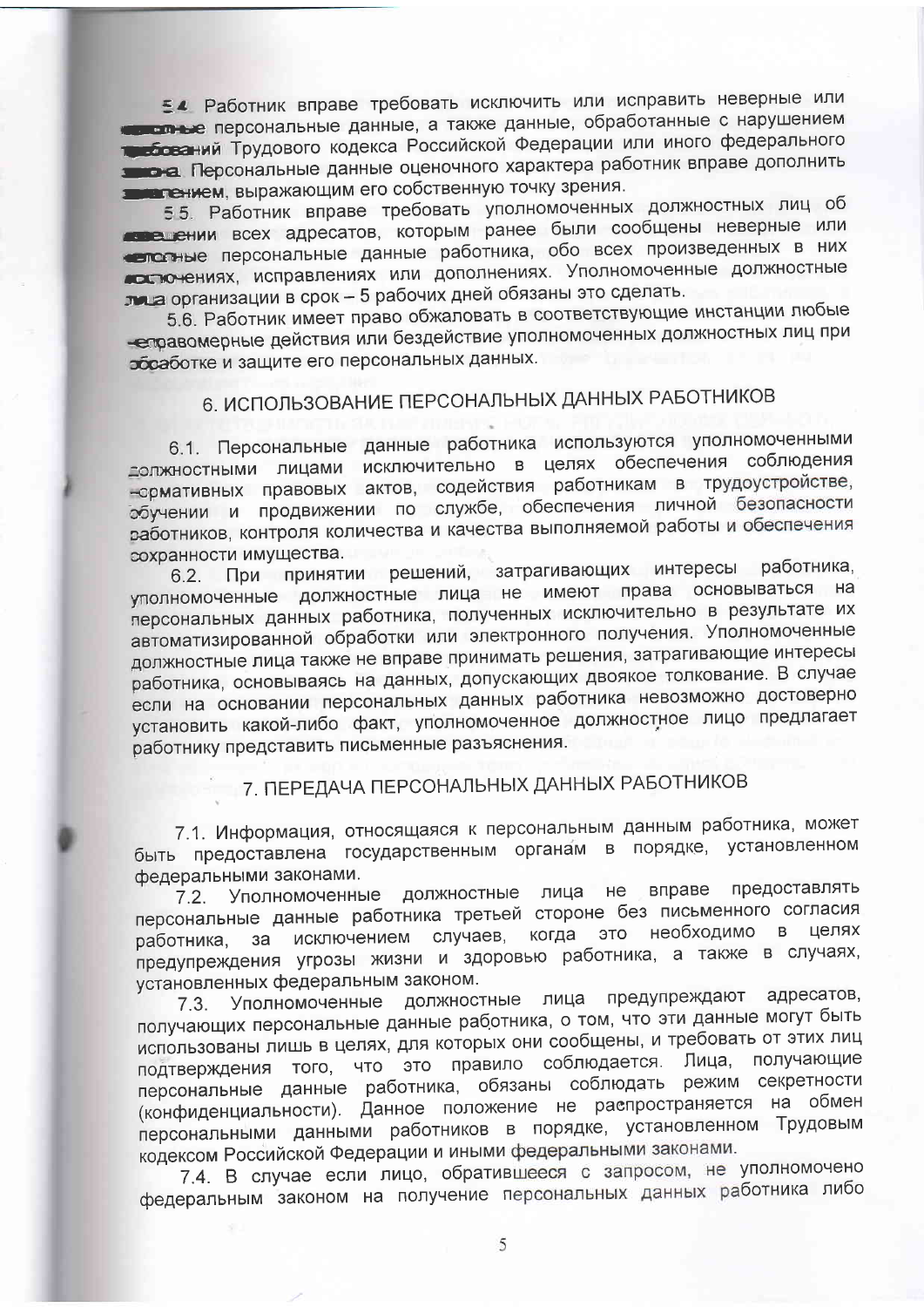5.4. Работник вправе требовать исключить или исправить неверные или неполные персональные данные, а также данные, обработанные с нарушением требований Трудового кодекса Российской Федерации или иного федерального закона. Персональные данные оценочного характера работник вправе дополнить заявлением, выражающим его собственную точку зрения.

5.5. Работник вправе требовать уполномоченных должностных лиц об извещении всех адресатов, которым ранее были сообщены неверные или неполные персональные данные работника, обо всех произведенных в них исключениях, исправлениях или дополнениях. Уполномоченные должностные лица организации в срок – 5 рабочих дней обязаны это сделать.

5.6. Работник имеет право обжаловать в соответствующие инстанции любые неправомерные действия или бездействие уполномоченных должностных лиц при обработке и защите его персональных данных.

## 6. ИСПОЛЬЗОВАНИЕ ПЕРСОНАЛЬНЫХ ДАННЫХ РАБОТНИКОВ

6.1. Персональные данные работника используются уполномоченными должностными лицами исключительно в целях обеспечения соблюдения нормативных правовых актов, содействия работникам в трудоустройстве, обучении и продвижении по службе, обеспечения личной безопасности работников, контроля количества и качества выполняемой работы и обеспечения сохранности имущества.

6.2. При принятии решений, затрагивающих интересы работника, уполномоченные должностные лица не имеют права основываться на персональных данных работника, полученных исключительно в результате их автоматизированной обработки или электронного получения. Уполномоченные должностные лица также не вправе принимать решения, затрагивающие интересы работника, основываясь на данных, допускающих двоякое толкование. В случае если на основании персональных данных работника невозможно достоверно установить какой-либо факт, уполномоченное должностное лицо предлагает работнику представить письменные разъяснения.

## 7. ПЕРЕДАЧА ПЕРСОНАЛЬНЫХ ДАННЫХ РАБОТНИКОВ

7.1. Информация, относящаяся к персональным данным работника, может быть предоставлена государственным органам в порядке, установленном федеральными законами.

7.2. Уполномоченные должностные лица не вправе предоставлять персональные данные работника третьей стороне без письменного согласия работника, за исключением случаев, когда это необходимо в целях предупреждения угрозы жизни и здоровью работника, а также в случаях, установленных федеральным законом.

7.3. Уполномоченные должностные лица предупреждают адресатов, получающих персональные данные работника, о том, что эти данные могут быть использованы лишь в целях, для которых они сообщены, и требовать от этих лиц подтверждения того, что это правило соблюдается. Лица, получающие персональные данные работника, обязаны соблюдать режим секретности (конфиденциальности). Данное положение не распространяется на обмен персональными данными работников в порядке, установленном Трудовым кодексом Российской Федерации и иными федеральными законами.

7.4. В случае если лицо, обратившееся с запросом, не уполномочено федеральным законом на получение персональных данных работника либо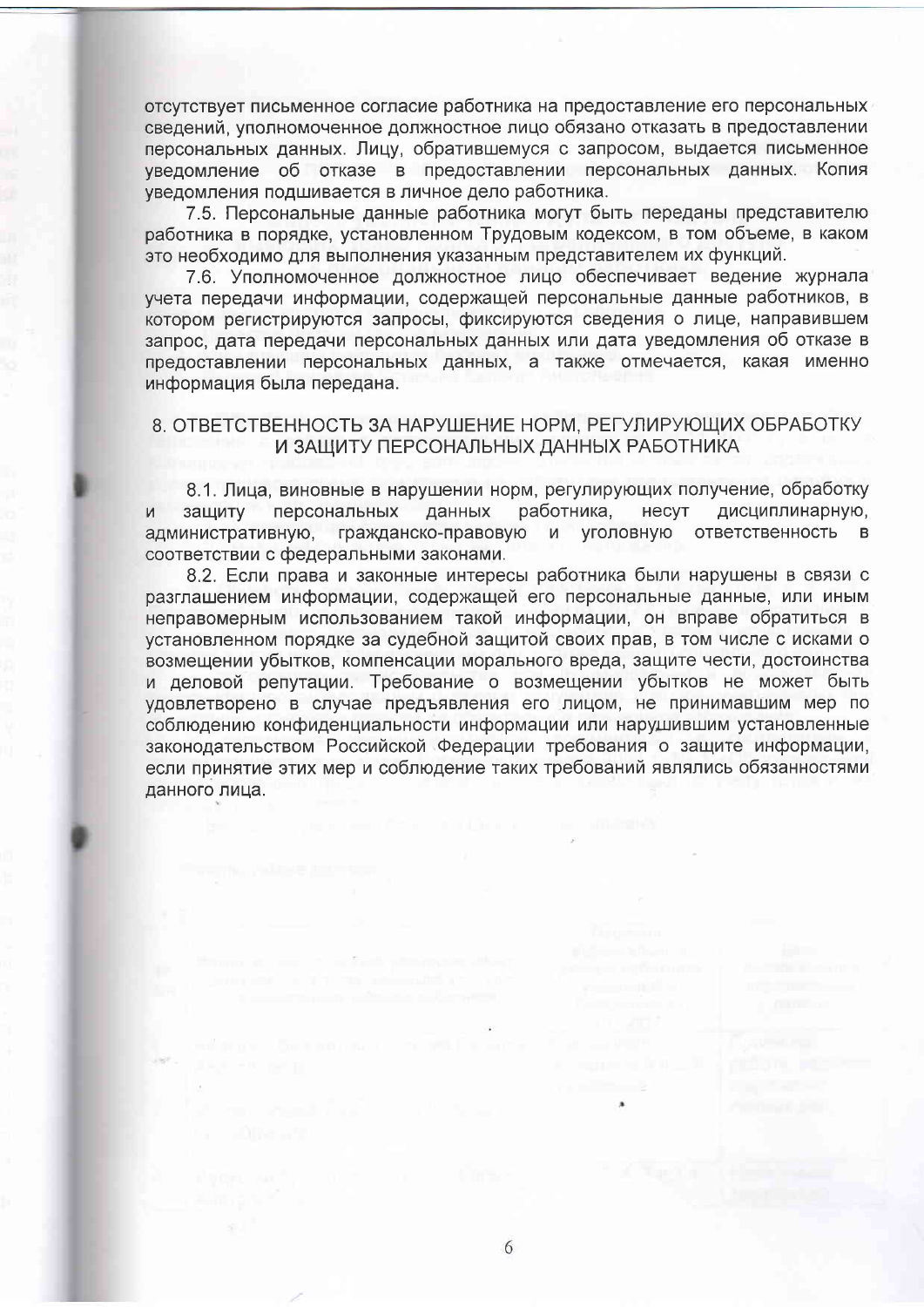отсутствует письменное согласие работника на предоставление его персональных сведений, уполномоченное должностное лицо обязано отказать в предоставлении персональных данных. Лицу, обратившемуся с запросом, выдается письменное уведомление об отказе в предоставлении персональных данных. Копия уведомления подшивается в личное дело работника.

7.5. Персональные данные работника могут быть переданы представителю работника в порядке, установленном Трудовым кодексом, в том объеме, в каком это необходимо для выполнения указанным представителем их функций.

7.6. Уполномоченное должностное лицо обеспечивает ведение журнала учета передачи информации, содержащей персональные данные работников, в котором регистрируются запросы, фиксируются сведения о лице, направившем запрос, дата передачи персональных данных или дата уведомления об отказе в предоставлении персональных данных, а также отмечается, какая именно информация была передана.

## 8. ОТВЕТСТВЕННОСТЬ ЗА НАРУШЕНИЕ НОРМ, РЕГУЛИРУЮЩИХ ОБРАБОТКУ И ЗАЩИТУ ПЕРСОНАЛЬНЫХ ДАННЫХ РАБОТНИКА

8.1. Лица, виновные в нарушении норм, регулирующих получение, обработку и защиту персональных данных работника, несут дисциплинарную, административную, гражданско-правовую и уголовную ответственность в соответствии с федеральными законами.

8.2. Если права и законные интересы работника были нарушены в связи с разглашением информации, содержащей его персональные данные, или иным неправомерным использованием такой информации, он вправе обратиться в установленном порядке за судебной защитой своих прав, в том числе с исками о возмещении убытков, компенсации морального вреда, защите чести, достоинства и деловой репутации. Требование о возмещении убытков не может быть удовлетворено в случае предъявления его лицом, не принимавшим мер по соблюдению конфиденциальности информации или нарушившим установленные законодательством Российской Федерации требования о защите информации, если принятие этих мер и соблюдение таких требований являлись обязанностями данного лица.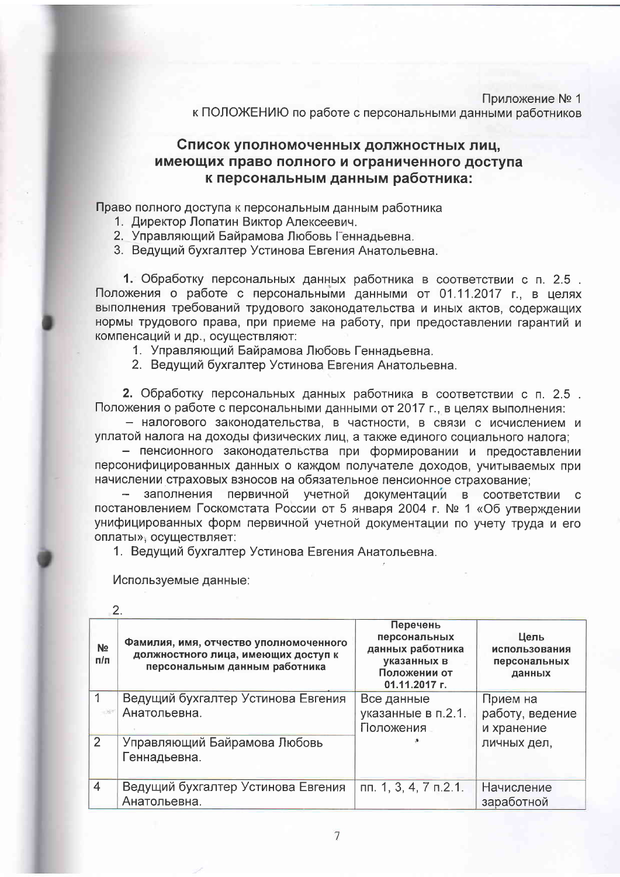Приложение № 1
к ПОЛОЖЕНИЮ по работе с персональными данными работников

## Список уполномоченных должностных лиц, имеющих право полного и ограниченного доступа к персональным данным работника:

Право полного доступа к персональным данным работника

1. Директор Лопатин Виктор Алексеевич.
2. Управляющий Байрамова Любовь Геннадьевна.
3. Ведущий бухгалтер Устинова Евгения Анатольевна.

**1.** Обработку персональных данных работника в соответствии с п. 2.5 . Положения о работе с персональными данными от 01.11.2017 г., в целях выполнения требований трудового законодательства и иных актов, содержащих нормы трудового права, при приеме на работу, при предоставлении гарантий и компенсаций и др., осуществляют:

1. Управляющий Байрамова Любовь Геннадьевна.
2. Ведущий бухгалтер Устинова Евгения Анатольевна.

**2.** Обработку персональных данных работника в соответствии с п. 2.5 . Положения о работе с персональными данными от 2017 г., в целях выполнения:

– налогового законодательства, в частности, в связи с исчислением и уплатой налога на доходы физических лиц, а также единого социального налога;

– пенсионного законодательства при формировании и предоставлении персонифицированных данных о каждом получателе доходов, учитываемых при начислении страховых взносов на обязательное пенсионное страхование;

– заполнения первичной учетной документаций в соответствии с постановлением Госкомстата России от 5 января 2004 г. № 1 «Об утверждении унифицированных форм первичной учетной документации по учету труда и его оплаты», осуществляет:

1. Ведущий бухгалтер Устинова Евгения Анатольевна.

Используемые данные:

2.

| № п/п | Фамилия, имя, отчество уполномоченного должностного лица, имеющих доступ к персональным данным работника | Перечень персональных данных работника указанных в Положении от 01.11.2017 г. | Цель использования персональных данных |
|---|---|---|---|
| 1 | Ведущий бухгалтер Устинова Евгения Анатольевна. | Все данные указанные в п.2.1. Положения | Прием на работу, ведение и хранение личных дел, |
| 2 | Управляющий Байрамова Любовь Геннадьевна. | | |
| 4 | Ведущий бухгалтер Устинова Евгения Анатольевна. | пп. 1, 3, 4, 7 п.2.1. | Начисление заработной |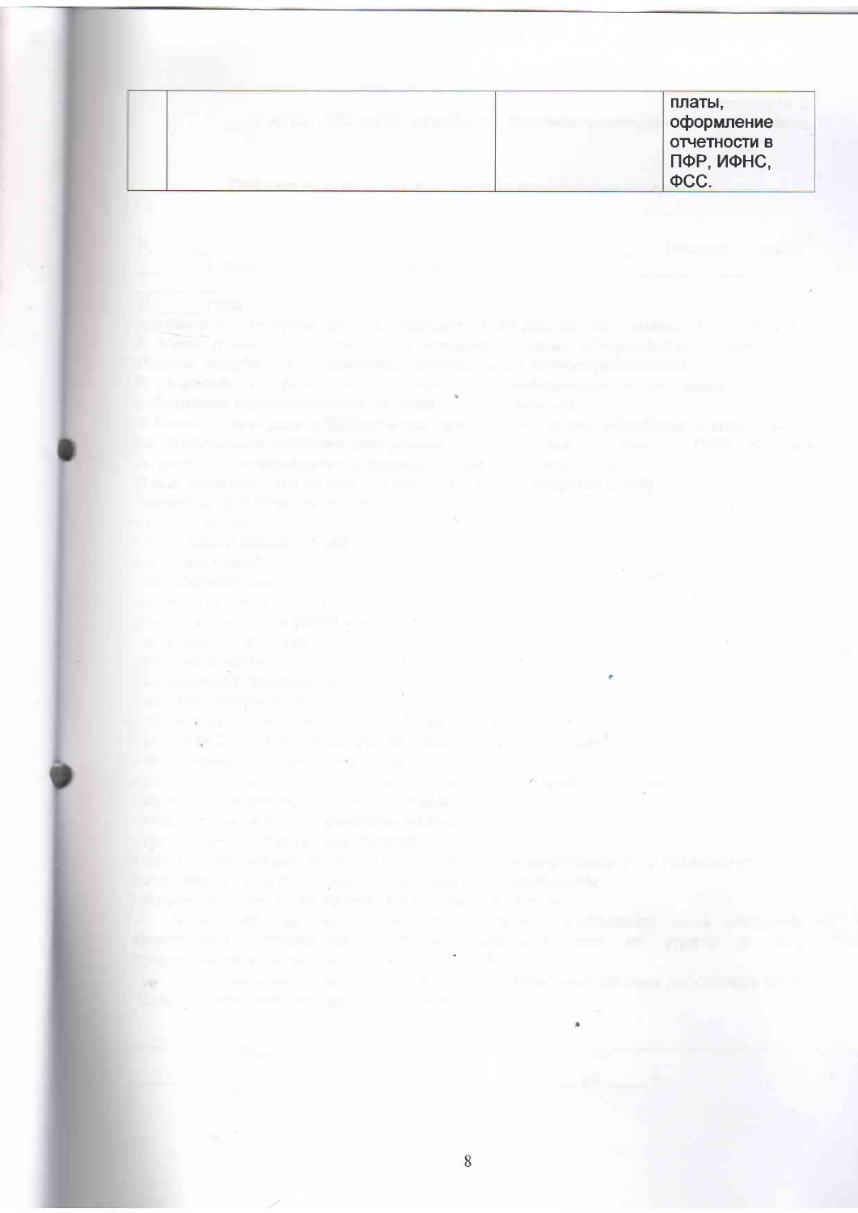| | | | |
|---|---|---|---|
| | | | платы, оформление отчетности в ПФР, ИФНС, ФСС. |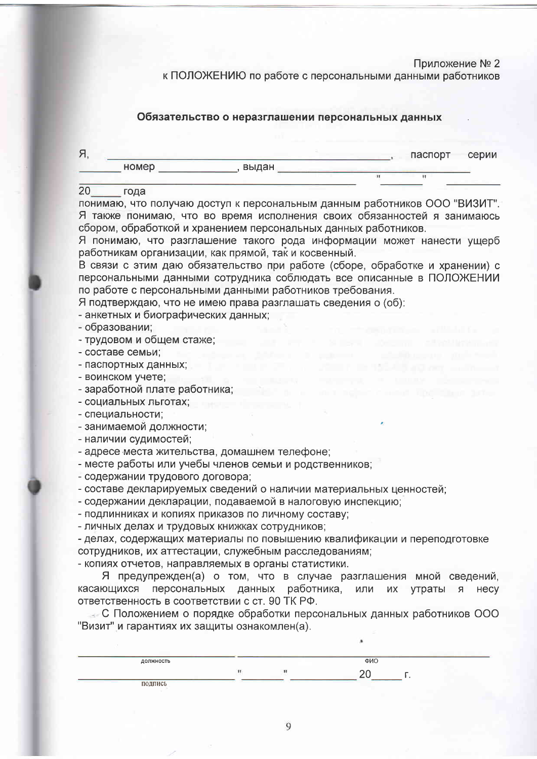Приложение № 2
к ПОЛОЖЕНИЮ по работе с персональными данными работников

## Обязательство о неразглашении персональных данных

Я, ______________________________________________, паспорт серии _______ номер _____________, выдан ______________________________________________ "_______" __________ 20_____ года

понимаю, что получаю доступ к персональным данным работников ООО "ВИЗИТ". Я также понимаю, что во время исполнения своих обязанностей я занимаюсь сбором, обработкой и хранением персональных данных работников.

Я понимаю, что разглашение такого рода информации может нанести ущерб работникам организации, как прямой, так и косвенный.

В связи с этим даю обязательство при работе (сборе, обработке и хранении) с персональными данными сотрудника соблюдать все описанные в ПОЛОЖЕНИИ по работе с персональными данными работников требования.

Я подтверждаю, что не имею права разглашать сведения о (об):

- анкетных и биографических данных;
- образовании;
- трудовом и общем стаже;
- составе семьи;
- паспортных данных;
- воинском учете;
- заработной плате работника;
- социальных льготах;
- специальности;
- занимаемой должности;
- наличии судимостей;
- адресе места жительства, домашнем телефоне;
- месте работы или учебы членов семьи и родственников;
- содержании трудового договора;
- составе декларируемых сведений о наличии материальных ценностей;
- содержании декларации, подаваемой в налоговую инспекцию;
- подлинниках и копиях приказов по личному составу;
- личных делах и трудовых книжках сотрудников;
- делах, содержащих материалы по повышению квалификации и переподготовке сотрудников, их аттестации, служебным расследованиям;
- копиях отчетов, направляемых в органы статистики.

Я предупрежден(а) о том, что в случае разглашения мной сведений, касающихся персональных данных работника, или их утраты я несу ответственность в соответствии с ст. 90 ТК РФ.

С Положением о порядке обработки персональных данных работников ООО "Визит" и гарантиях их защиты ознакомлен(а).

______________________________ ______________________________
должность ФИО

______________________________ "_______" ____________ 20_____ г.
подпись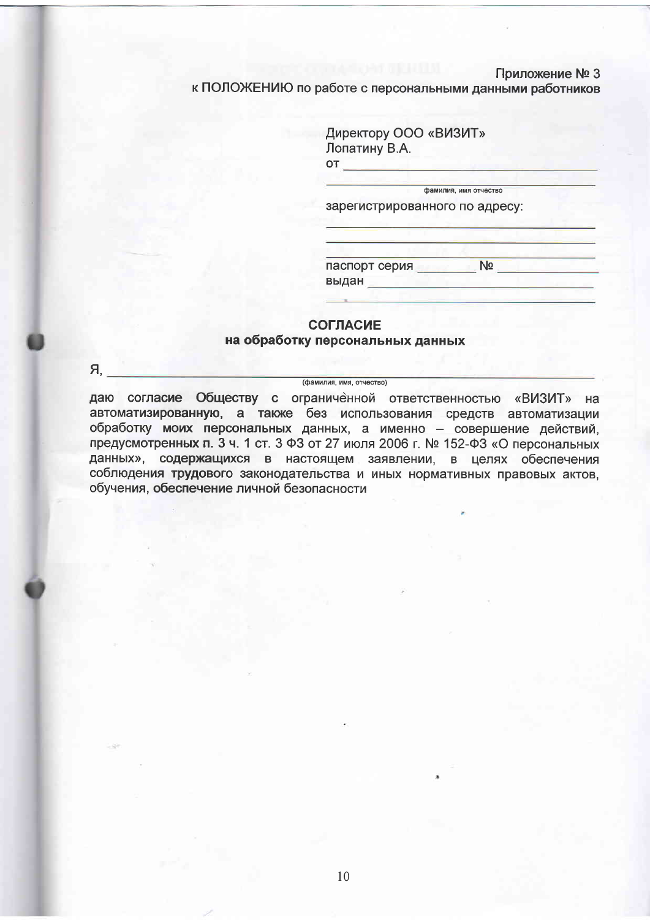Приложение № 3
к ПОЛОЖЕНИЮ по работе с персональными данными работников

Директору ООО «ВИЗИТ»
Лопатину В.А.
от ______________________________
______________________________
фамилия, имя отчество

зарегистрированного по адресу:
______________________________
______________________________
______________________________

паспорт серия ________ № ____________
выдан ____________________________
______________________________

## СОГЛАСИЕ
### на обработку персональных данных

Я, ______________________________________________________________
(фамилия, имя, отчество)

даю согласие Обществу с ограничѐнной ответственностью «ВИЗИТ» на автоматизированную, а также без использования средств автоматизации обработку моих персональных данных, а именно – совершение действий, предусмотренных п. 3 ч. 1 ст. 3 ФЗ от 27 июля 2006 г. № 152-ФЗ «О персональных данных», содержащихся в настоящем заявлении, в целях обеспечения соблюдения трудового законодательства и иных нормативных правовых актов, обучения, обеспечение личной безопасности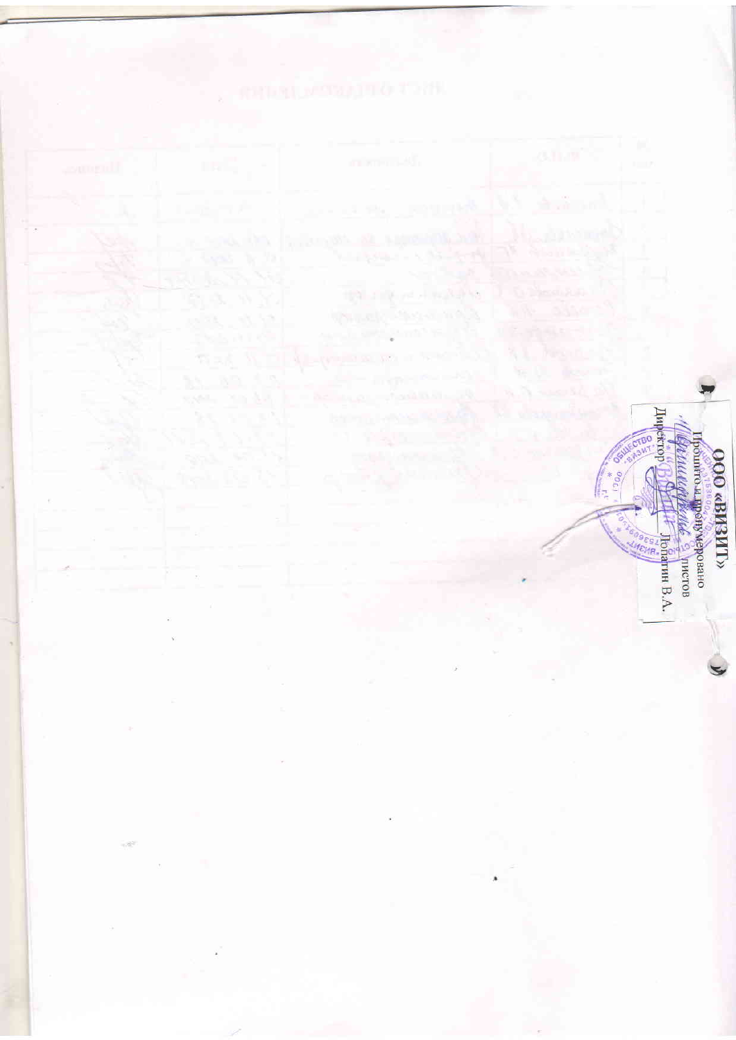**ООО «ВИЗИТ»**

Прошито и пронумеровано

листов

Директор Лопатин В.А.